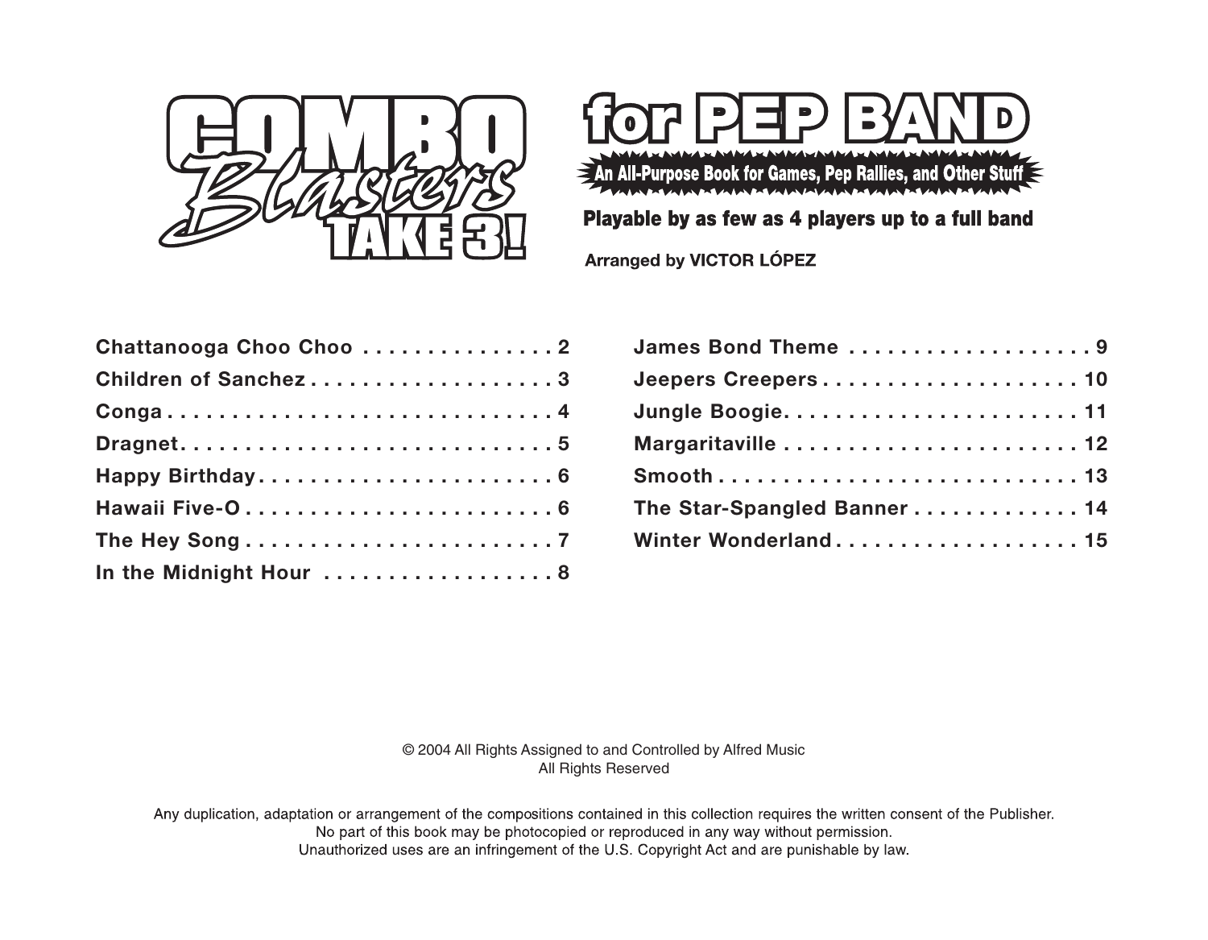# COMBO Blasters TAKE 3!

## for PEP BAND

**An All-Purpose Book for Games, Pep Rallies, and Other Stuff**

**Playable by as few as 4 players up to a full band**

Arranged by VICTOR LÓPEZ

| | |
|---|---|
| Chattanooga Choo Choo | 2 |
| Children of Sanchez | 3 |
| Conga | 4 |
| Dragnet | 5 |
| Happy Birthday | 6 |
| Hawaii Five-O | 6 |
| The Hey Song | 7 |
| In the Midnight Hour | 8 |
| James Bond Theme | 9 |
| Jeepers Creepers | 10 |
| Jungle Boogie | 11 |
| Margaritaville | 12 |
| Smooth | 13 |
| The Star-Spangled Banner | 14 |
| Winter Wonderland | 15 |

© 2004 All Rights Assigned to and Controlled by Alfred Music
All Rights Reserved

Any duplication, adaptation or arrangement of the compositions contained in this collection requires the written consent of the Publisher.
No part of this book may be photocopied or reproduced in any way without permission.
Unauthorized uses are an infringement of the U.S. Copyright Act and are punishable by law.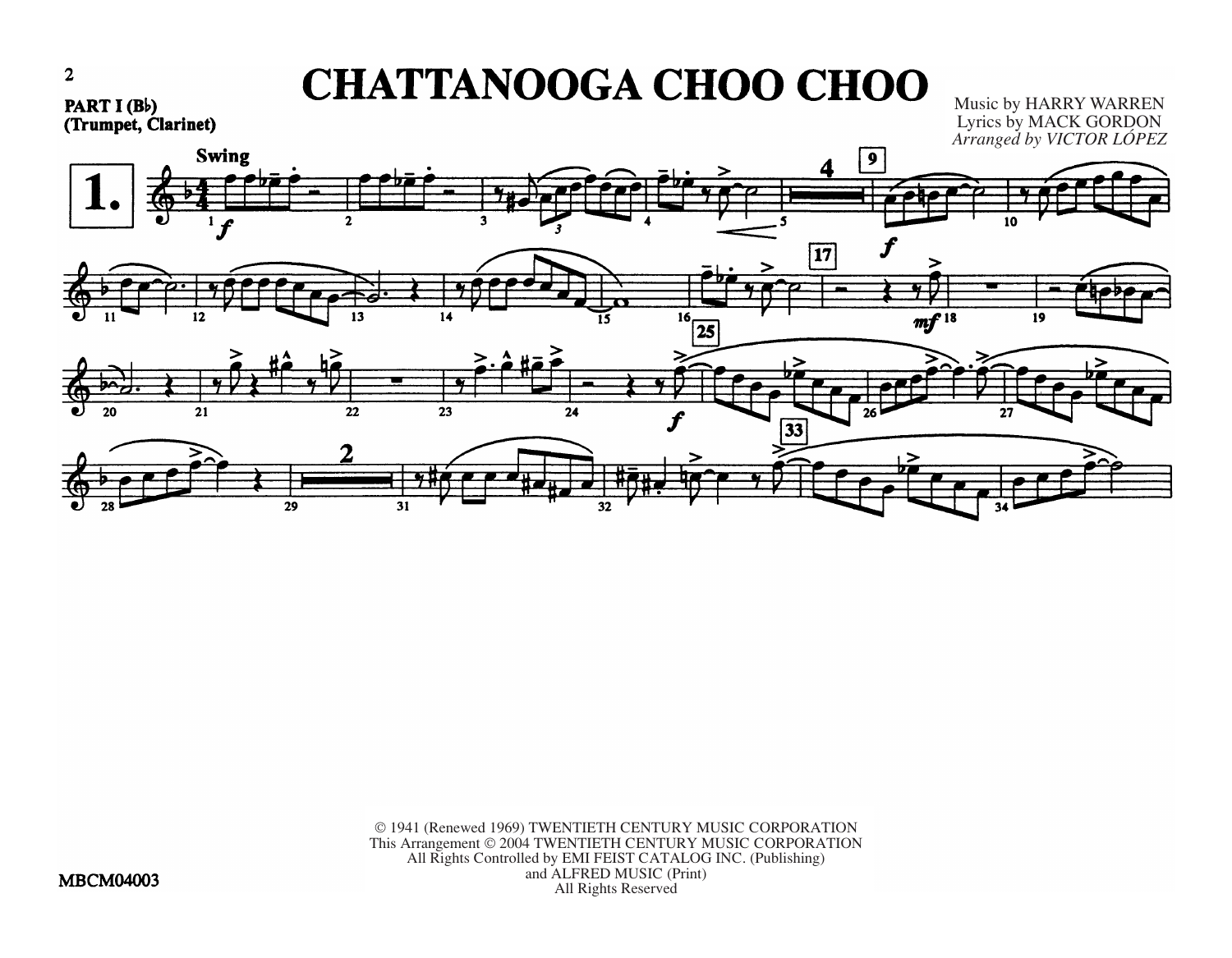# CHATTANOOGA CHOO CHOO

**PART I (B♭)**
**(Trumpet, Clarinet)**

Music by HARRY WARREN
Lyrics by MACK GORDON
*Arranged by VICTOR LÓPEZ*

© 1941 (Renewed 1969) TWENTIETH CENTURY MUSIC CORPORATION
This Arrangement © 2004 TWENTIETH CENTURY MUSIC CORPORATION
All Rights Controlled by EMI FEIST CATALOG INC. (Publishing)
and ALFRED MUSIC (Print)
All Rights Reserved

MBCM04003